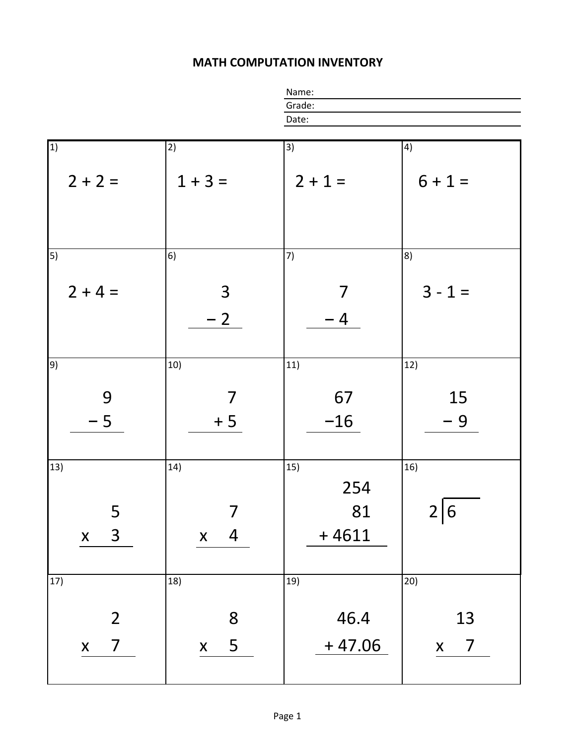# MATH COMPUTATION INVENTORY

Name:
Grade:
Date:

| | | | |
|---|---|---|---|
| 1) $2 + 2 =$ | 2) $1 + 3 =$ | 3) $2 + 1 =$ | 4) $6 + 1 =$ |
| 5) $2 + 4 =$ | 6) $\begin{array}{r} 3 \\ -\ 2 \\ \hline \end{array}$ | 7) $\begin{array}{r} 7 \\ -\ 4 \\ \hline \end{array}$ | 8) $3 - 1 =$ |
| 9) $\begin{array}{r} 9 \\ -\ 5 \\ \hline \end{array}$ | 10) $\begin{array}{r} 7 \\ +\ 5 \\ \hline \end{array}$ | 11) $\begin{array}{r} 67 \\ -16 \\ \hline \end{array}$ | 12) $\begin{array}{r} 15 \\ -\ 9 \\ \hline \end{array}$ |
| 13) $\begin{array}{r} 5 \\ \times\ 3 \\ \hline \end{array}$ | 14) $\begin{array}{r} 7 \\ \times\ 4 \\ \hline \end{array}$ | 15) $\begin{array}{r} 254 \\ 81 \\ +\ 4611 \\ \hline \end{array}$ | 16) $2\overline{)6}$ |
| 17) $\begin{array}{r} 2 \\ \times\ 7 \\ \hline \end{array}$ | 18) $\begin{array}{r} 8 \\ \times\ 5 \\ \hline \end{array}$ | 19) $\begin{array}{r} 46.4 \\ +\ 47.06 \\ \hline \end{array}$ | 20) $\begin{array}{r} 13 \\ \times\ 7 \\ \hline \end{array}$ |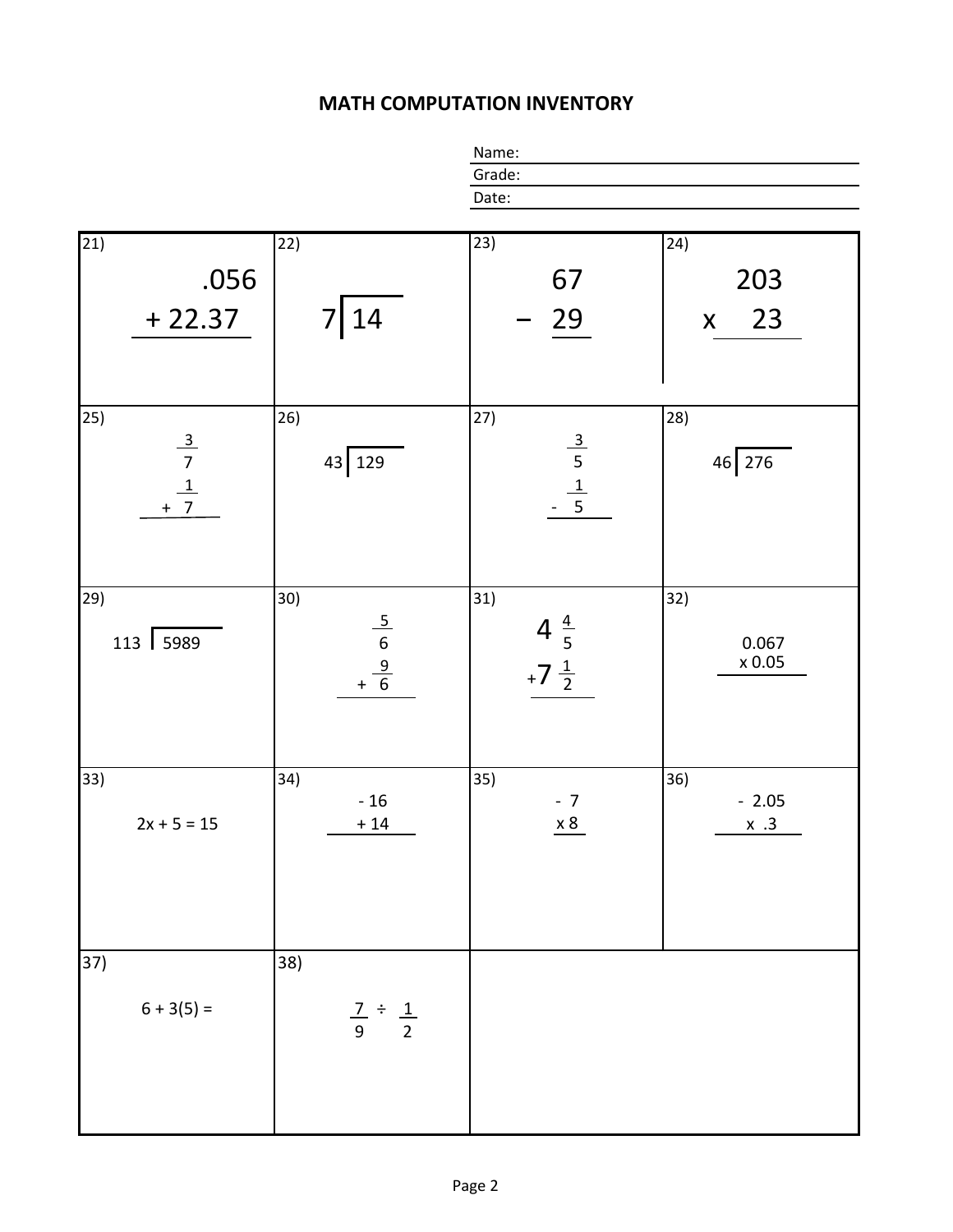# MATH COMPUTATION INVENTORY

Name:

Grade:

Date:

| | | | |
|---|---|---|---|
| 21) $\begin{array}{r} .056 \\ +\ 22.37 \\ \hline \end{array}$ | 22) $7\overline{)14}$ | 23) $\begin{array}{r} 67 \\ -\ 29 \\ \hline \end{array}$ | 24) $\begin{array}{r} 203 \\ \times\ \ 23 \\ \hline \end{array}$ |
| 25) $\begin{array}{r} \frac{3}{7} \\ +\ \frac{1}{7} \\ \hline \end{array}$ | 26) $43\overline{)129}$ | 27) $\begin{array}{r} \frac{3}{5} \\ -\ \frac{1}{5} \\ \hline \end{array}$ | 28) $46\overline{)276}$ |
| 29) $113\overline{)5989}$ | 30) $\begin{array}{r} \frac{5}{6} \\ +\ \frac{9}{6} \\ \hline \end{array}$ | 31) $\begin{array}{r} 4\frac{4}{5} \\ +7\frac{1}{2} \\ \hline \end{array}$ | 32) $\begin{array}{r} 0.067 \\ \times\ 0.05 \\ \hline \end{array}$ |
| 33) $2x + 5 = 15$ | 34) $\begin{array}{r} -\ 16 \\ +\ 14 \\ \hline \end{array}$ | 35) $\begin{array}{r} -\ 7 \\ \times\ 8 \\ \hline \end{array}$ | 36) $\begin{array}{r} -\ 2.05 \\ \times\ \ .3 \\ \hline \end{array}$ |
| 37) $6 + 3(5) =$ | 38) $\frac{7}{9} \div \frac{1}{2}$ | | |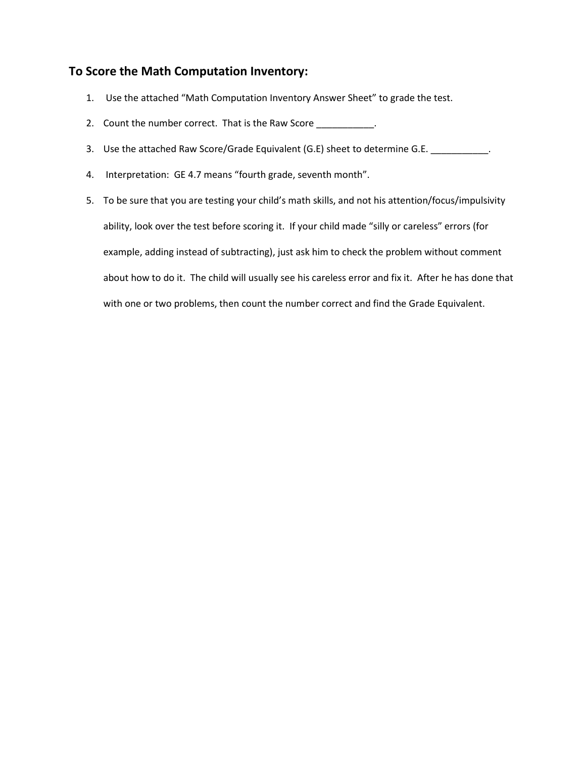## To Score the Math Computation Inventory:

1. Use the attached "Math Computation Inventory Answer Sheet" to grade the test.
2. Count the number correct. That is the Raw Score ___________.
3. Use the attached Raw Score/Grade Equivalent (G.E) sheet to determine G.E. ___________.
4. Interpretation: GE 4.7 means "fourth grade, seventh month".
5. To be sure that you are testing your child's math skills, and not his attention/focus/impulsivity ability, look over the test before scoring it. If your child made "silly or careless" errors (for example, adding instead of subtracting), just ask him to check the problem without comment about how to do it. The child will usually see his careless error and fix it. After he has done that with one or two problems, then count the number correct and find the Grade Equivalent.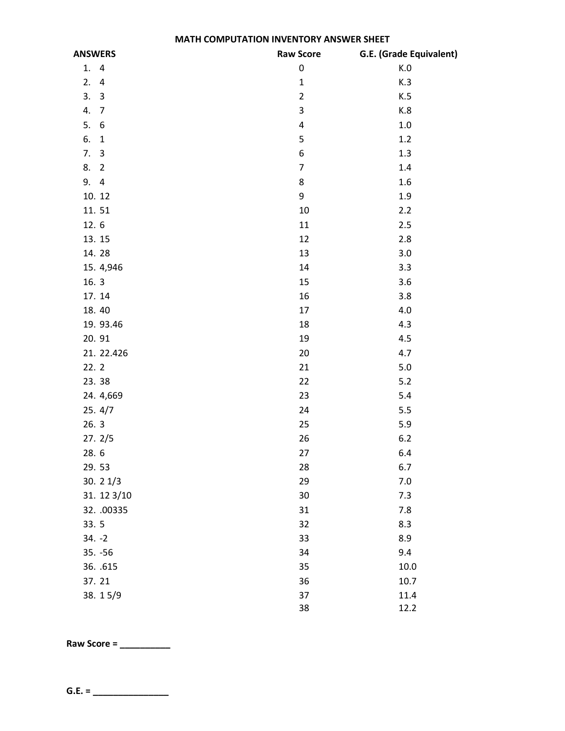# MATH COMPUTATION INVENTORY ANSWER SHEET

| ANSWERS | Raw Score | G.E. (Grade Equivalent) |
|---|---|---|
| 1. 4 | 0 | K.0 |
| 2. 4 | 1 | K.3 |
| 3. 3 | 2 | K.5 |
| 4. 7 | 3 | K.8 |
| 5. 6 | 4 | 1.0 |
| 6. 1 | 5 | 1.2 |
| 7. 3 | 6 | 1.3 |
| 8. 2 | 7 | 1.4 |
| 9. 4 | 8 | 1.6 |
| 10. 12 | 9 | 1.9 |
| 11. 51 | 10 | 2.2 |
| 12. 6 | 11 | 2.5 |
| 13. 15 | 12 | 2.8 |
| 14. 28 | 13 | 3.0 |
| 15. 4,946 | 14 | 3.3 |
| 16. 3 | 15 | 3.6 |
| 17. 14 | 16 | 3.8 |
| 18. 40 | 17 | 4.0 |
| 19. 93.46 | 18 | 4.3 |
| 20. 91 | 19 | 4.5 |
| 21. 22.426 | 20 | 4.7 |
| 22. 2 | 21 | 5.0 |
| 23. 38 | 22 | 5.2 |
| 24. 4,669 | 23 | 5.4 |
| 25. 4/7 | 24 | 5.5 |
| 26. 3 | 25 | 5.9 |
| 27. 2/5 | 26 | 6.2 |
| 28. 6 | 27 | 6.4 |
| 29. 53 | 28 | 6.7 |
| 30. 2 1/3 | 29 | 7.0 |
| 31. 12 3/10 | 30 | 7.3 |
| 32. .00335 | 31 | 7.8 |
| 33. 5 | 32 | 8.3 |
| 34. -2 | 33 | 8.9 |
| 35. -56 | 34 | 9.4 |
| 36. .615 | 35 | 10.0 |
| 37. 21 | 36 | 10.7 |
| 38. 1 5/9 | 37 | 11.4 |
| | 38 | 12.2 |

**Raw Score = __________**

**G.E. = _______________**